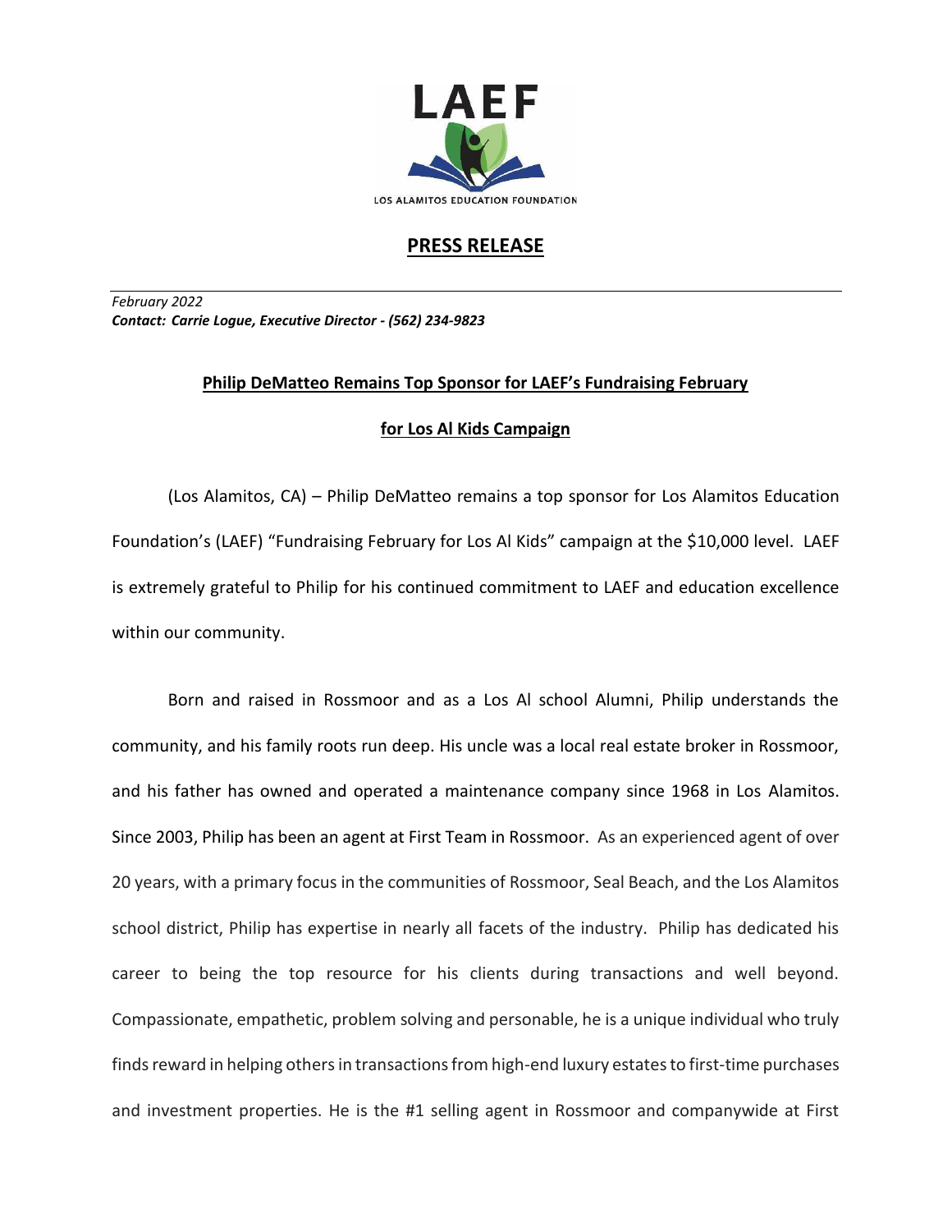LAEF

LOS ALAMITOS EDUCATION FOUNDATION

# PRESS RELEASE

*February 2022*
***Contact: Carrie Logue, Executive Director - (562) 234-9823***

## Philip DeMatteo Remains Top Sponsor for LAEF's Fundraising February for Los Al Kids Campaign

(Los Alamitos, CA) – Philip DeMatteo remains a top sponsor for Los Alamitos Education Foundation's (LAEF) "Fundraising February for Los Al Kids" campaign at the $10,000 level. LAEF is extremely grateful to Philip for his continued commitment to LAEF and education excellence within our community.

Born and raised in Rossmoor and as a Los Al school Alumni, Philip understands the community, and his family roots run deep. His uncle was a local real estate broker in Rossmoor, and his father has owned and operated a maintenance company since 1968 in Los Alamitos. Since 2003, Philip has been an agent at First Team in Rossmoor. As an experienced agent of over 20 years, with a primary focus in the communities of Rossmoor, Seal Beach, and the Los Alamitos school district, Philip has expertise in nearly all facets of the industry. Philip has dedicated his career to being the top resource for his clients during transactions and well beyond. Compassionate, empathetic, problem solving and personable, he is a unique individual who truly finds reward in helping others in transactions from high-end luxury estates to first-time purchases and investment properties. He is the #1 selling agent in Rossmoor and companywide at First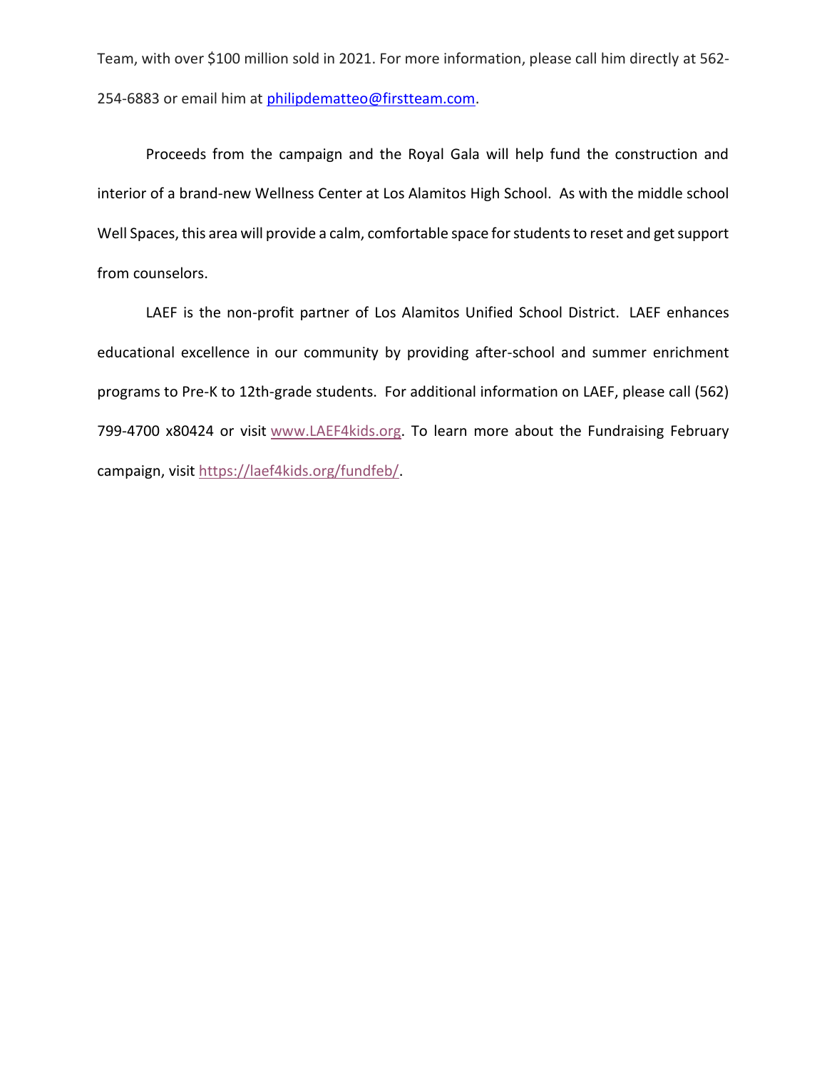Team, with over $100 million sold in 2021. For more information, please call him directly at 562-254-6883 or email him at philipdematteo@firstteam.com.

Proceeds from the campaign and the Royal Gala will help fund the construction and interior of a brand-new Wellness Center at Los Alamitos High School. As with the middle school Well Spaces, this area will provide a calm, comfortable space for students to reset and get support from counselors.

LAEF is the non-profit partner of Los Alamitos Unified School District. LAEF enhances educational excellence in our community by providing after-school and summer enrichment programs to Pre-K to 12th-grade students. For additional information on LAEF, please call (562) 799-4700 x80424 or visit www.LAEF4kids.org. To learn more about the Fundraising February campaign, visit https://laef4kids.org/fundfeb/.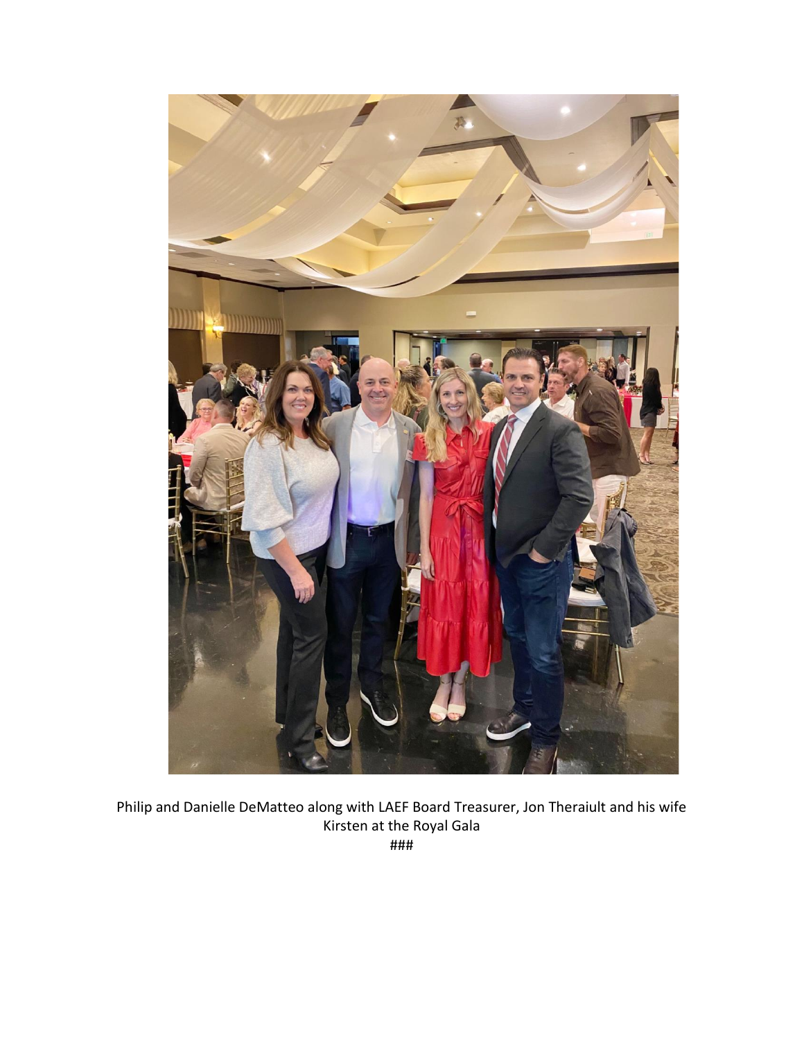Philip and Danielle DeMatteo along with LAEF Board Treasurer, Jon Theraiult and his wife Kirsten at the Royal Gala

###